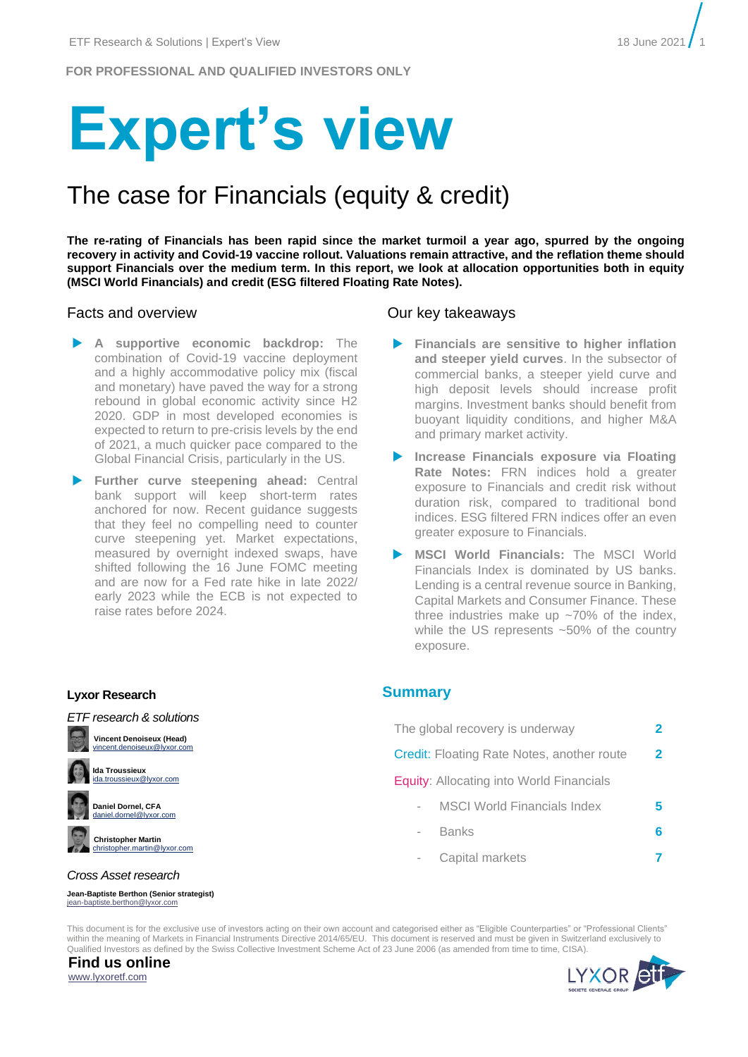FOR PROFESSIONAL AND QUALIFIED INVESTORS ONLY

# Expert's view

## The case for Financials (equity & credit)

**The re-rating of Financials has been rapid since the market turmoil a year ago, spurred by the ongoing recovery in activity and Covid-19 vaccine rollout. Valuations remain attractive, and the reflation theme should support Financials over the medium term. In this report, we look at allocation opportunities both in equity (MSCI World Financials) and credit (ESG filtered Floating Rate Notes).**

### Facts and overview

- **A supportive economic backdrop:** The combination of Covid-19 vaccine deployment and a highly accommodative policy mix (fiscal and monetary) have paved the way for a strong rebound in global economic activity since H2 2020. GDP in most developed economies is expected to return to pre-crisis levels by the end of 2021, a much quicker pace compared to the Global Financial Crisis, particularly in the US.
- **Further curve steepening ahead:** Central bank support will keep short-term rates anchored for now. Recent guidance suggests that they feel no compelling need to counter curve steepening yet. Market expectations, measured by overnight indexed swaps, have shifted following the 16 June FOMC meeting and are now for a Fed rate hike in late 2022/ early 2023 while the ECB is not expected to raise rates before 2024.

### Our key takeaways

- **Financials are sensitive to higher inflation and steeper yield curves**. In the subsector of commercial banks, a steeper yield curve and high deposit levels should increase profit margins. Investment banks should benefit from buoyant liquidity conditions, and higher M&A and primary market activity.
- **Increase Financials exposure via Floating Rate Notes:** FRN indices hold a greater exposure to Financials and credit risk without duration risk, compared to traditional bond indices. ESG filtered FRN indices offer an even greater exposure to Financials.
- **MSCI World Financials:** The MSCI World Financials Index is dominated by US banks. Lending is a central revenue source in Banking, Capital Markets and Consumer Finance. These three industries make up ~70% of the index, while the US represents ~50% of the country exposure.

### Lyxor Research

*ETF research & solutions*

**Vincent Denoiseux (Head)**
vincent.denoiseux@lyxor.com

**Ida Troussieux**
ida.troussieux@lyxor.com

**Daniel Dornel, CFA**
daniel.dornel@lyxor.com

**Christopher Martin**
christopher.martin@lyxor.com

*Cross Asset research*

**Jean-Baptiste Berthon (Senior strategist)**
jean-baptiste.berthon@lyxor.com

### Summary

| | |
|---|---|
| The global recovery is underway | 2 |
| Credit: Floating Rate Notes, another route | 2 |
| Equity: Allocating into World Financials | |
| - MSCI World Financials Index | 5 |
| - Banks | 6 |
| - Capital markets | 7 |

This document is for the exclusive use of investors acting on their own account and categorised either as "Eligible Counterparties" or "Professional Clients" within the meaning of Markets in Financial Instruments Directive 2014/65/EU. This document is reserved and must be given in Switzerland exclusively to Qualified Investors as defined by the Swiss Collective Investment Scheme Act of 23 June 2006 (as amended from time to time, CISA).

**Find us online**
www.lyxoretf.com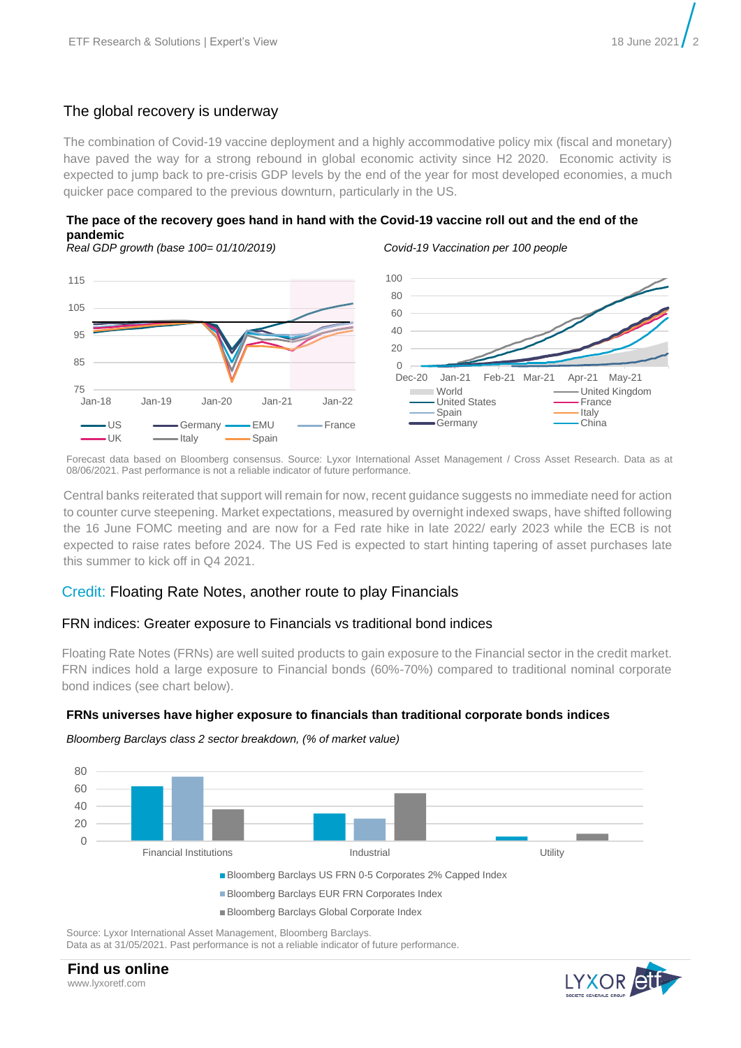## The global recovery is underway

The combination of Covid-19 vaccine deployment and a highly accommodative policy mix (fiscal and monetary) have paved the way for a strong rebound in global economic activity since H2 2020. Economic activity is expected to jump back to pre-crisis GDP levels by the end of the year for most developed economies, a much quicker pace compared to the previous downturn, particularly in the US.

**The pace of the recovery goes hand in hand with the Covid-19 vaccine roll out and the end of the pandemic**

*Real GDP growth (base 100= 01/10/2019)*

*Covid-19 Vaccination per 100 people*

Forecast data based on Bloomberg consensus. Source: Lyxor International Asset Management / Cross Asset Research. Data as at 08/06/2021. Past performance is not a reliable indicator of future performance.

Central banks reiterated that support will remain for now, recent guidance suggests no immediate need for action to counter curve steepening. Market expectations, measured by overnight indexed swaps, have shifted following the 16 June FOMC meeting and are now for a Fed rate hike in late 2022/ early 2023 while the ECB is not expected to raise rates before 2024. The US Fed is expected to start hinting tapering of asset purchases late this summer to kick off in Q4 2021.

## Credit: Floating Rate Notes, another route to play Financials

### FRN indices: Greater exposure to Financials vs traditional bond indices

Floating Rate Notes (FRNs) are well suited products to gain exposure to the Financial sector in the credit market. FRN indices hold a large exposure to Financial bonds (60%-70%) compared to traditional nominal corporate bond indices (see chart below).

**FRNs universes have higher exposure to financials than traditional corporate bonds indices**

*Bloomberg Barclays class 2 sector breakdown, (% of market value)*

Source: Lyxor International Asset Management, Bloomberg Barclays.
Data as at 31/05/2021. Past performance is not a reliable indicator of future performance.

**Find us online**
www.lyxoretf.com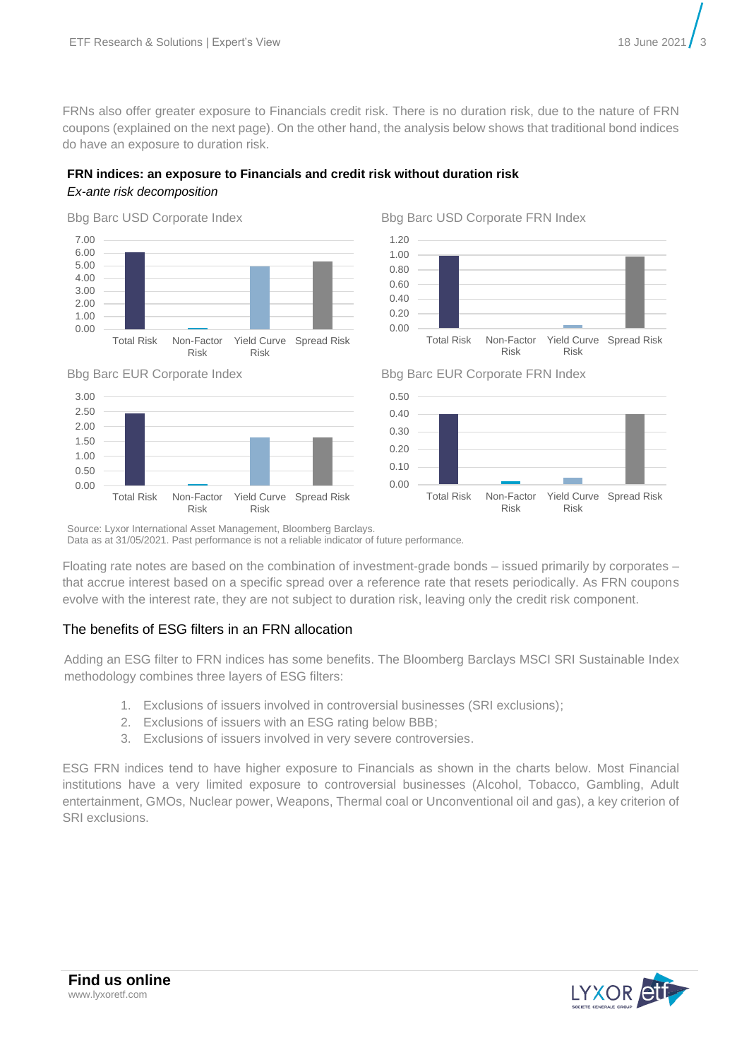FRNs also offer greater exposure to Financials credit risk. There is no duration risk, due to the nature of FRN coupons (explained on the next page). On the other hand, the analysis below shows that traditional bond indices do have an exposure to duration risk.

**FRN indices: an exposure to Financials and credit risk without duration risk**

*Ex-ante risk decomposition*

Bbg Barc USD Corporate Index

Bbg Barc USD Corporate FRN Index

Bbg Barc EUR Corporate Index

Bbg Barc EUR Corporate FRN Index

Source: Lyxor International Asset Management, Bloomberg Barclays.
Data as at 31/05/2021. Past performance is not a reliable indicator of future performance.

Floating rate notes are based on the combination of investment-grade bonds – issued primarily by corporates – that accrue interest based on a specific spread over a reference rate that resets periodically. As FRN coupons evolve with the interest rate, they are not subject to duration risk, leaving only the credit risk component.

## The benefits of ESG filters in an FRN allocation

Adding an ESG filter to FRN indices has some benefits. The Bloomberg Barclays MSCI SRI Sustainable Index methodology combines three layers of ESG filters:

1. Exclusions of issuers involved in controversial businesses (SRI exclusions);
2. Exclusions of issuers with an ESG rating below BBB;
3. Exclusions of issuers involved in very severe controversies.

ESG FRN indices tend to have higher exposure to Financials as shown in the charts below. Most Financial institutions have a very limited exposure to controversial businesses (Alcohol, Tobacco, Gambling, Adult entertainment, GMOs, Nuclear power, Weapons, Thermal coal or Unconventional oil and gas), a key criterion of SRI exclusions.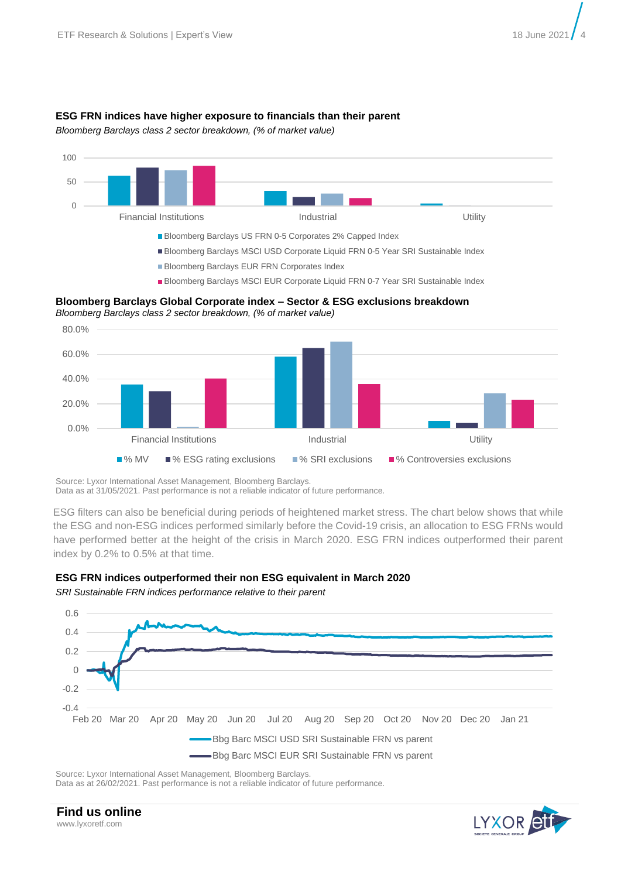**ESG FRN indices have higher exposure to financials than their parent**

*Bloomberg Barclays class 2 sector breakdown, (% of market value)*

100
50
0

Financial Institutions    Industrial    Utility

- Bloomberg Barclays US FRN 0-5 Corporates 2% Capped Index
- Bloomberg Barclays MSCI USD Corporate Liquid FRN 0-5 Year SRI Sustainable Index
- Bloomberg Barclays EUR FRN Corporates Index
- Bloomberg Barclays MSCI EUR Corporate Liquid FRN 0-7 Year SRI Sustainable Index

**Bloomberg Barclays Global Corporate index – Sector & ESG exclusions breakdown**

*Bloomberg Barclays class 2 sector breakdown, (% of market value)*

80.0%
60.0%
40.0%
20.0%
0.0%

Financial Institutions    Industrial    Utility

- % MV
- % ESG rating exclusions
- % SRI exclusions
- % Controversies exclusions

Source: Lyxor International Asset Management, Bloomberg Barclays.
Data as at 31/05/2021. Past performance is not a reliable indicator of future performance.

ESG filters can also be beneficial during periods of heightened market stress. The chart below shows that while the ESG and non-ESG indices performed similarly before the Covid-19 crisis, an allocation to ESG FRNs would have performed better at the height of the crisis in March 2020. ESG FRN indices outperformed their parent index by 0.2% to 0.5% at that time.

**ESG FRN indices outperformed their non ESG equivalent in March 2020**

*SRI Sustainable FRN indices performance relative to their parent*

0.6
0.4
0.2
0
-0.2
-0.4

Feb 20  Mar 20  Apr 20  May 20  Jun 20  Jul 20  Aug 20  Sep 20  Oct 20  Nov 20  Dec 20  Jan 21

- Bbg Barc MSCI USD SRI Sustainable FRN vs parent
- Bbg Barc MSCI EUR SRI Sustainable FRN vs parent

Source: Lyxor International Asset Management, Bloomberg Barclays.
Data as at 26/02/2021. Past performance is not a reliable indicator of future performance.

**Find us online**
www.lyxoretf.com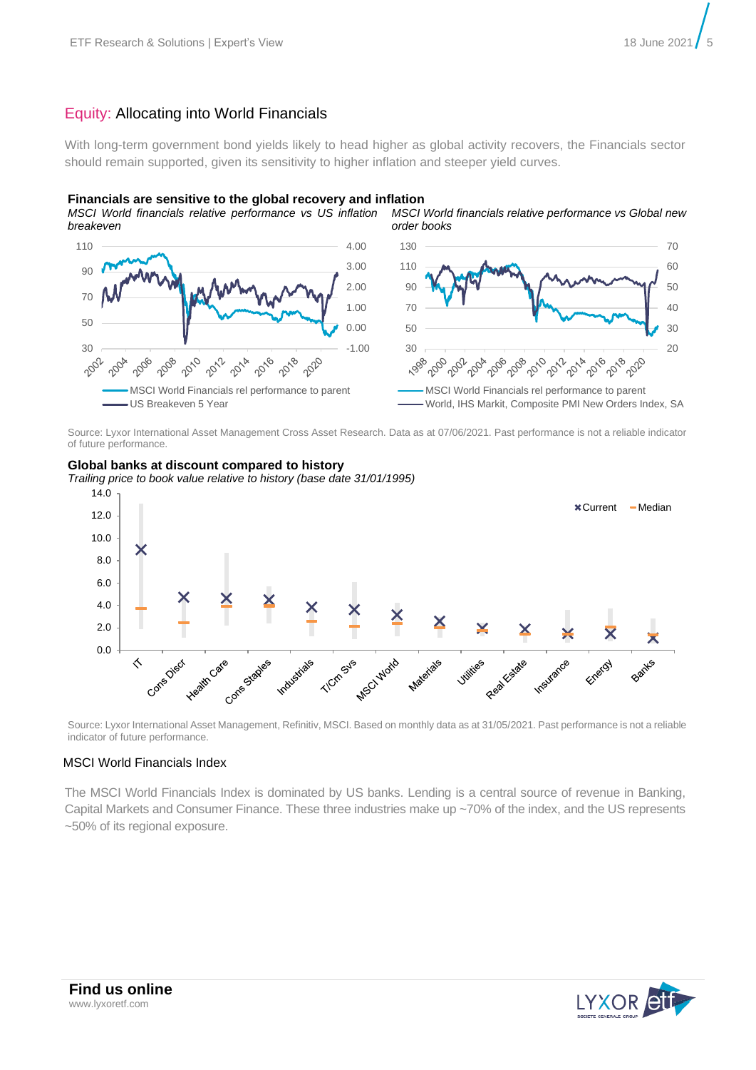## Equity: Allocating into World Financials

With long-term government bond yields likely to head higher as global activity recovers, the Financials sector should remain supported, given its sensitivity to higher inflation and steeper yield curves.

**Financials are sensitive to the global recovery and inflation**

*MSCI World financials relative performance vs US inflation breakeven*

*MSCI World financials relative performance vs Global new order books*

Source: Lyxor International Asset Management Cross Asset Research. Data as at 07/06/2021. Past performance is not a reliable indicator of future performance.

**Global banks at discount compared to history**

*Trailing price to book value relative to history (base date 31/01/1995)*

Source: Lyxor International Asset Management, Refinitiv, MSCI. Based on monthly data as at 31/05/2021. Past performance is not a reliable indicator of future performance.

### MSCI World Financials Index

The MSCI World Financials Index is dominated by US banks. Lending is a central source of revenue in Banking, Capital Markets and Consumer Finance. These three industries make up ~70% of the index, and the US represents ~50% of its regional exposure.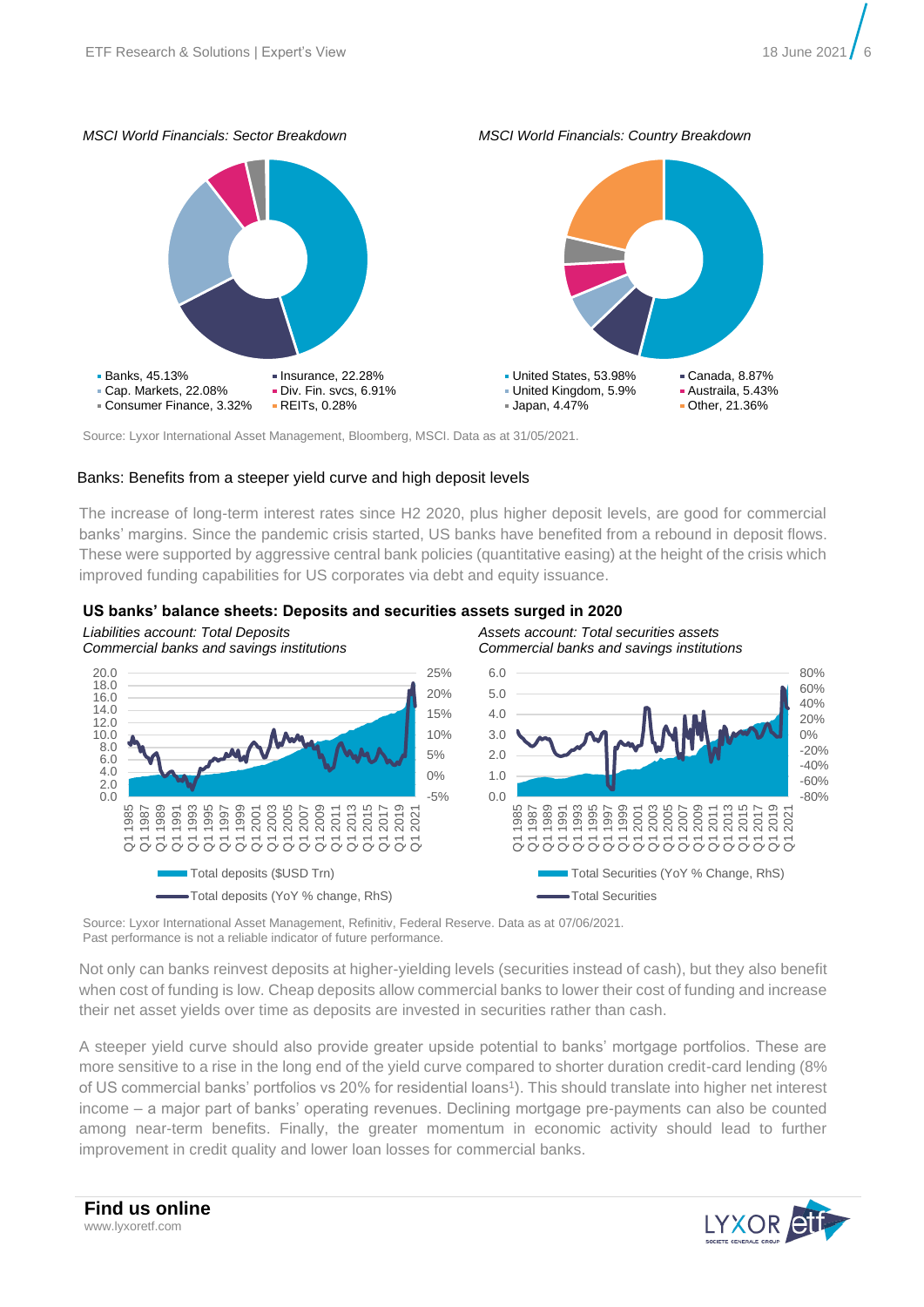*MSCI World Financials: Sector Breakdown*

- Banks, 45.13%
- Insurance, 22.28%
- Cap. Markets, 22.08%
- Div. Fin. svcs, 6.91%
- Consumer Finance, 3.32%
- REITs, 0.28%

*MSCI World Financials: Country Breakdown*

- United States, 53.98%
- Canada, 8.87%
- United Kingdom, 5.9%
- Australia, 5.43%
- Japan, 4.47%
- Other, 21.36%

Source: Lyxor International Asset Management, Bloomberg, MSCI. Data as at 31/05/2021.

## Banks: Benefits from a steeper yield curve and high deposit levels

The increase of long-term interest rates since H2 2020, plus higher deposit levels, are good for commercial banks' margins. Since the pandemic crisis started, US banks have benefited from a rebound in deposit flows. These were supported by aggressive central bank policies (quantitative easing) at the height of the crisis which improved funding capabilities for US corporates via debt and equity issuance.

**US banks' balance sheets: Deposits and securities assets surged in 2020**

*Liabilities account: Total Deposits*
*Commercial banks and savings institutions*

- Total deposits ($USD Trn)
- Total deposits (YoY % change, RhS)

*Assets account: Total securities assets*
*Commercial banks and savings institutions*

- Total Securities (YoY % Change, RhS)
- Total Securities

Source: Lyxor International Asset Management, Refinitiv, Federal Reserve. Data as at 07/06/2021.
Past performance is not a reliable indicator of future performance.

Not only can banks reinvest deposits at higher-yielding levels (securities instead of cash), but they also benefit when cost of funding is low. Cheap deposits allow commercial banks to lower their cost of funding and increase their net asset yields over time as deposits are invested in securities rather than cash.

A steeper yield curve should also provide greater upside potential to banks' mortgage portfolios. These are more sensitive to a rise in the long end of the yield curve compared to shorter duration credit-card lending (8% of US commercial banks' portfolios vs 20% for residential loans[1]). This should translate into higher net interest income – a major part of banks' operating revenues. Declining mortgage pre-payments can also be counted among near-term benefits. Finally, the greater momentum in economic activity should lead to further improvement in credit quality and lower loan losses for commercial banks.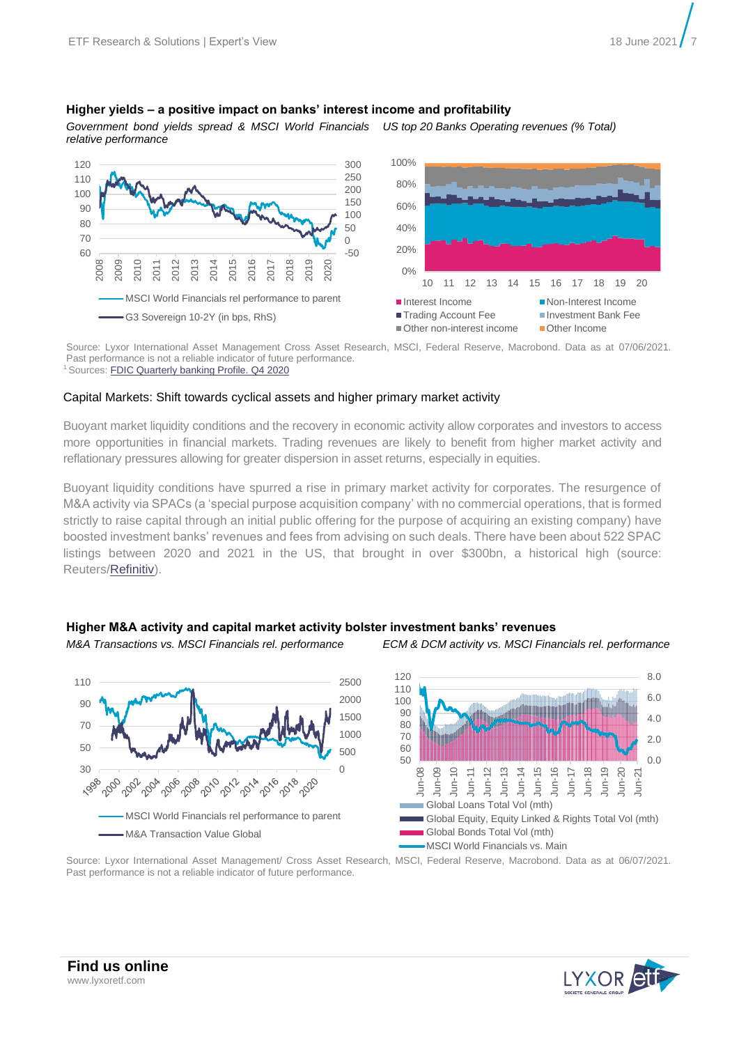**Higher yields – a positive impact on banks' interest income and profitability**

*Government bond yields spread & MSCI World Financials relative performance*

*US top 20 Banks Operating revenues (% Total)*

Source: Lyxor International Asset Management Cross Asset Research, MSCI, Federal Reserve, Macrobond. Data as at 07/06/2021. Past performance is not a reliable indicator of future performance.

[1] Sources: FDIC Quarterly banking Profile. Q4 2020

### Capital Markets: Shift towards cyclical assets and higher primary market activity

Buoyant market liquidity conditions and the recovery in economic activity allow corporates and investors to access more opportunities in financial markets. Trading revenues are likely to benefit from higher market activity and reflationary pressures allowing for greater dispersion in asset returns, especially in equities.

Buoyant liquidity conditions have spurred a rise in primary market activity for corporates. The resurgence of M&A activity via SPACs (a 'special purpose acquisition company' with no commercial operations, that is formed strictly to raise capital through an initial public offering for the purpose of acquiring an existing company) have boosted investment banks' revenues and fees from advising on such deals. There have been about 522 SPAC listings between 2020 and 2021 in the US, that brought in over $300bn, a historical high (source: Reuters/Refinitiv).

**Higher M&A activity and capital market activity bolster investment banks' revenues**

*M&A Transactions vs. MSCI Financials rel. performance*

*ECM & DCM activity vs. MSCI Financials rel. performance*

Source: Lyxor International Asset Management/ Cross Asset Research, MSCI, Federal Reserve, Macrobond. Data as at 06/07/2021. Past performance is not a reliable indicator of future performance.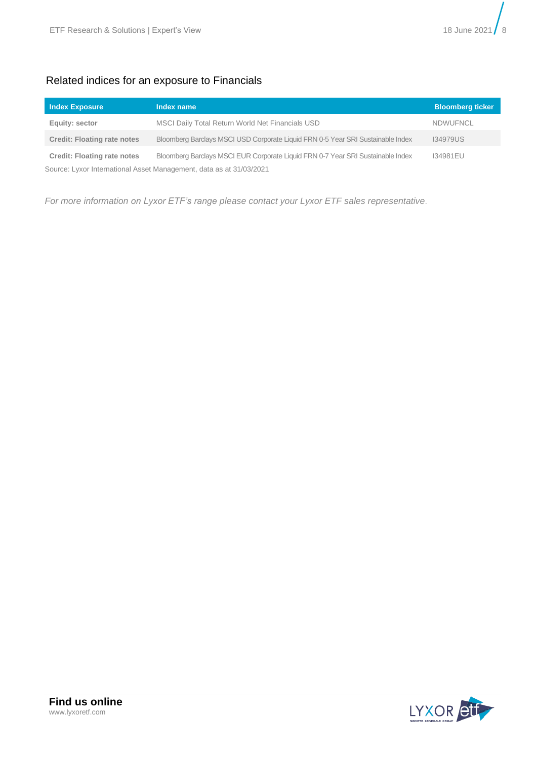## Related indices for an exposure to Financials

| Index Exposure | Index name | Bloomberg ticker |
|---|---|---|
| **Equity: sector** | MSCI Daily Total Return World Net Financials USD | NDWUFNCL |
| **Credit: Floating rate notes** | Bloomberg Barclays MSCI USD Corporate Liquid FRN 0-5 Year SRI Sustainable Index | I34979US |
| **Credit: Floating rate notes** | Bloomberg Barclays MSCI EUR Corporate Liquid FRN 0-7 Year SRI Sustainable Index | I34981EU |

Source: Lyxor International Asset Management, data as at 31/03/2021

*For more information on Lyxor ETF's range please contact your Lyxor ETF sales representative*.

**Find us online**
www.lyxoretf.com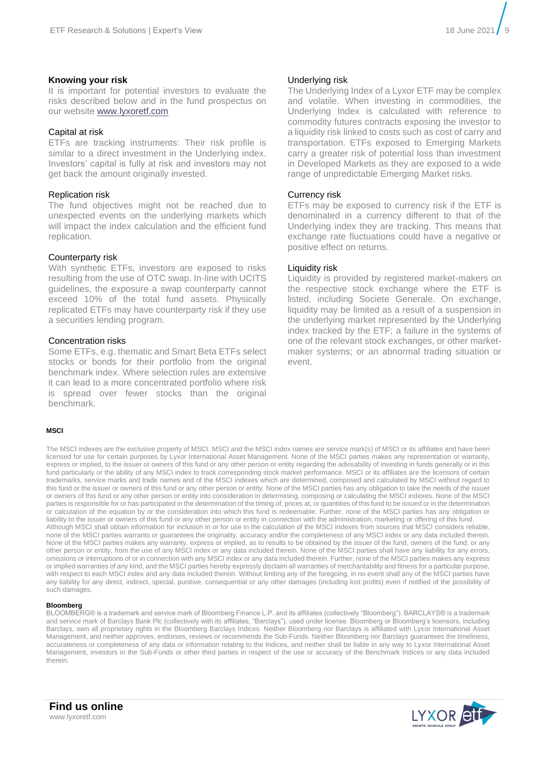## Knowing your risk

It is important for potential investors to evaluate the risks described below and in the fund prospectus on our website [www.lyxoretf.com](http://www.lyxoretf.com)

### Capital at risk

ETFs are tracking instruments: Their risk profile is similar to a direct investment in the Underlying index. Investors' capital is fully at risk and investors may not get back the amount originally invested.

### Replication risk

The fund objectives might not be reached due to unexpected events on the underlying markets which will impact the index calculation and the efficient fund replication.

### Counterparty risk

With synthetic ETFs, investors are exposed to risks resulting from the use of OTC swap. In-line with UCITS guidelines, the exposure a swap counterparty cannot exceed 10% of the total fund assets. Physically replicated ETFs may have counterparty risk if they use a securities lending program.

### Concentration risks

Some ETFs, e.g. thematic and Smart Beta ETFs select stocks or bonds for their portfolio from the original benchmark index. Where selection rules are extensive it can lead to a more concentrated portfolio where risk is spread over fewer stocks than the original benchmark.

### Underlying risk

The Underlying Index of a Lyxor ETF may be complex and volatile. When investing in commodities, the Underlying Index is calculated with reference to commodity futures contracts exposing the investor to a liquidity risk linked to costs such as cost of carry and transportation. ETFs exposed to Emerging Markets carry a greater risk of potential loss than investment in Developed Markets as they are exposed to a wide range of unpredictable Emerging Market risks.

### Currency risk

ETFs may be exposed to currency risk if the ETF is denominated in a currency different to that of the Underlying index they are tracking. This means that exchange rate fluctuations could have a negative or positive effect on returns.

### Liquidity risk

Liquidity is provided by registered market-makers on the respective stock exchange where the ETF is listed, including Societe Generale. On exchange, liquidity may be limited as a result of a suspension in the underlying market represented by the Underlying index tracked by the ETF; a failure in the systems of one of the relevant stock exchanges, or other market-maker systems; or an abnormal trading situation or event.

**MSCI**

The MSCI indexes are the exclusive property of MSCI. MSCI and the MSCI index names are service mark(s) of MSCI or its affiliates and have been licensed for use for certain purposes by Lyxor International Asset Management. None of the MSCI parties makes any representation or warranty, express or implied, to the issuer or owners of this fund or any other person or entity regarding the advisability of investing in funds generally or in this fund particularly or the ability of any MSCI index to track corresponding stock market performance. MSCI or its affiliates are the licensors of certain trademarks, service marks and trade names and of the MSCI indexes which are determined, composed and calculated by MSCI without regard to this fund or the issuer or owners of this fund or any other person or entity. None of the MSCI parties has any obligation to take the needs of the issuer or owners of this fund or any other person or entity into consideration in determining, composing or calculating the MSCI indexes. None of the MSCI parties is responsible for or has participated in the determination of the timing of, prices at, or quantities of this fund to be issued or in the determination or calculation of the equation by or the consideration into which this fund is redeemable. Further, none of the MSCI parties has any obligation or liability to the issuer or owners of this fund or any other person or entity in connection with the administration, marketing or offering of this fund.
Although MSCI shall obtain information for inclusion in or for use in the calculation of the MSCI indexes from sources that MSCI considers reliable, none of the MSCI parties warrants or guarantees the originality, accuracy and/or the completeness of any MSCI index or any data included therein. None of the MSCI parties makes any warranty, express or implied, as to results to be obtained by the issuer of the fund, owners of the fund, or any other person or entity, from the use of any MSCI index or any data included therein. None of the MSCI parties shall have any liability for any errors, omissions or interruptions of or in connection with any MSCI index or any data included therein. Further, none of the MSCI parties makes any express or implied warranties of any kind, and the MSCI parties hereby expressly disclaim all warranties of merchantability and fitness for a particular purpose, with respect to each MSCI index and any data included therein. Without limiting any of the foregoing, in no event shall any of the MSCI parties have any liability for any direct, indirect, special, punitive, consequential or any other damages (including lost profits) even if notified of the possibility of such damages.

**Bloomberg**

BLOOMBERG® is a trademark and service mark of Bloomberg Finance L.P. and its affiliates (collectively "Bloomberg"). BARCLAYS® is a trademark and service mark of Barclays Bank Plc (collectively with its affiliates, "Barclays"), used under license. Bloomberg or Bloomberg's licensors, including Barclays, own all proprietary rights in the Bloomberg Barclays Indices. Neither Bloomberg nor Barclays is affiliated with Lyxor International Asset Management, and neither approves, endorses, reviews or recommends the Sub-Funds. Neither Bloomberg nor Barclays guarantees the timeliness, accurateness or completeness of any data or information relating to the Indices, and neither shall be liable in any way to Lyxor International Asset Management, investors in the Sub-Funds or other third parties in respect of the use or accuracy of the Benchmark Indices or any data included therein.

**Find us online**
www.lyxoretf.com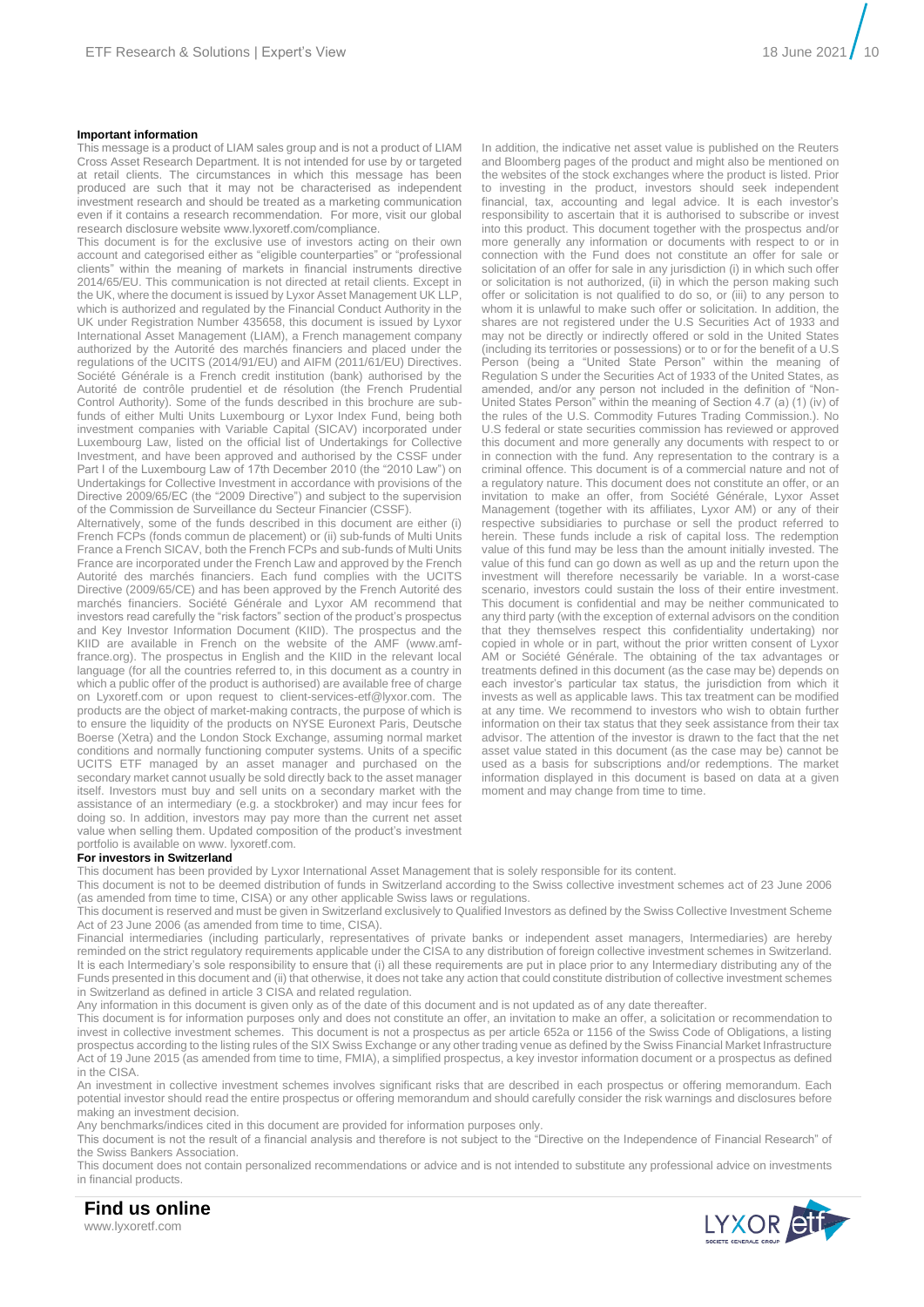**Important information**

This message is a product of LIAM sales group and is not a product of LIAM Cross Asset Research Department. It is not intended for use by or targeted at retail clients. The circumstances in which this message has been produced are such that it may not be characterised as independent investment research and should be treated as a marketing communication even if it contains a research recommendation. For more, visit our global research disclosure website www.lyxoretf.com/compliance.

This document is for the exclusive use of investors acting on their own account and categorised either as "eligible counterparties" or "professional clients" within the meaning of markets in financial instruments directive 2014/65/EU. This communication is not directed at retail clients. Except in the UK, where the document is issued by Lyxor Asset Management UK LLP, which is authorized and regulated by the Financial Conduct Authority in the UK under Registration Number 435658, this document is issued by Lyxor International Asset Management (LIAM), a French management company authorized by the Autorité des marchés financiers and placed under the regulations of the UCITS (2014/91/EU) and AIFM (2011/61/EU) Directives. Société Générale is a French credit institution (bank) authorised by the Autorité de contrôle prudentiel et de résolution (the French Prudential Control Authority). Some of the funds described in this brochure are sub-funds of either Multi Units Luxembourg or Lyxor Index Fund, being both investment companies with Variable Capital (SICAV) incorporated under Luxembourg Law, listed on the official list of Undertakings for Collective Investment, and have been approved and authorised by the CSSF under Part I of the Luxembourg Law of 17th December 2010 (the "2010 Law") on Undertakings for Collective Investment in accordance with provisions of the Directive 2009/65/EC (the "2009 Directive") and subject to the supervision of the Commission de Surveillance du Secteur Financier (CSSF).

Alternatively, some of the funds described in this document are either (i) French FCPs (fonds commun de placement) or (ii) sub-funds of Multi Units France a French SICAV, both the French FCPs and sub-funds of Multi Units France are incorporated under the French Law and approved by the French Autorité des marchés financiers. Each fund complies with the UCITS Directive (2009/65/CE) and has been approved by the French Autorité des marchés financiers. Société Générale and Lyxor AM recommend that investors read carefully the "risk factors" section of the product's prospectus and Key Investor Information Document (KIID). The prospectus and the KIID are available in French on the website of the AMF (www.amf-france.org). The prospectus in English and the KIID in the relevant local language (for all the countries referred to, in this document as a country in which a public offer of the product is authorised) are available free of charge on Lyxoretf.com or upon request to client-services-etf@lyxor.com. The products are the object of market-making contracts, the purpose of which is to ensure the liquidity of the products on NYSE Euronext Paris, Deutsche Boerse (Xetra) and the London Stock Exchange, assuming normal market conditions and normally functioning computer systems. Units of a specific UCITS ETF managed by an asset manager and purchased on the secondary market cannot usually be sold directly back to the asset manager itself. Investors must buy and sell units on a secondary market with the assistance of an intermediary (e.g. a stockbroker) and may incur fees for doing so. In addition, investors may pay more than the current net asset value when selling them. Updated composition of the product's investment portfolio is available on www. lyxoretf.com.

In addition, the indicative net asset value is published on the Reuters and Bloomberg pages of the product and might also be mentioned on the websites of the stock exchanges where the product is listed. Prior to investing in the product, investors should seek independent financial, tax, accounting and legal advice. It is each investor's responsibility to ascertain that it is authorised to subscribe or invest into this product. This document together with the prospectus and/or more generally any information or documents with respect to or in connection with the Fund does not constitute an offer for sale or solicitation of an offer for sale in any jurisdiction (i) in which such offer or solicitation is not authorized, (ii) in which the person making such offer or solicitation is not qualified to do so, or (iii) to any person to whom it is unlawful to make such offer or solicitation. In addition, the shares are not registered under the U.S Securities Act of 1933 and may not be directly or indirectly offered or sold in the United States (including its territories or possessions) or to or for the benefit of a U.S Person (being a "United State Person" within the meaning of Regulation S under the Securities Act of 1933 of the United States, as amended, and/or any person not included in the definition of "Non-United States Person" within the meaning of Section 4.7 (a) (1) (iv) of the rules of the U.S. Commodity Futures Trading Commission.). No U.S federal or state securities commission has reviewed or approved this document and more generally any documents with respect to or in connection with the fund. Any representation to the contrary is a criminal offence. This document is of a commercial nature and not of a regulatory nature. This document does not constitute an offer, or an invitation to make an offer, from Société Générale, Lyxor Asset Management (together with its affiliates, Lyxor AM) or any of their respective subsidiaries to purchase or sell the product referred to herein. These funds include a risk of capital loss. The redemption value of this fund may be less than the amount initially invested. The value of this fund can go down as well as up and the return upon the investment will therefore necessarily be variable. In a worst-case scenario, investors could sustain the loss of their entire investment. This document is confidential and may be neither communicated to any third party (with the exception of external advisors on the condition that they themselves respect this confidentiality undertaking) nor copied in whole or in part, without the prior written consent of Lyxor AM or Société Générale. The obtaining of the tax advantages or treatments defined in this document (as the case may be) depends on each investor's particular tax status, the jurisdiction from which it invests as well as applicable laws. This tax treatment can be modified at any time. We recommend to investors who wish to obtain further information on their tax status that they seek assistance from their tax advisor. The attention of the investor is drawn to the fact that the net asset value stated in this document (as the case may be) cannot be used as a basis for subscriptions and/or redemptions. The market information displayed in this document is based on data at a given moment and may change from time to time.

**For investors in Switzerland**

This document has been provided by Lyxor International Asset Management that is solely responsible for its content.

This document is not to be deemed distribution of funds in Switzerland according to the Swiss collective investment schemes act of 23 June 2006 (as amended from time to time, CISA) or any other applicable Swiss laws or regulations.

This document is reserved and must be given in Switzerland exclusively to Qualified Investors as defined by the Swiss Collective Investment Scheme Act of 23 June 2006 (as amended from time to time, CISA).

Financial intermediaries (including particularly, representatives of private banks or independent asset managers, Intermediaries) are hereby reminded on the strict regulatory requirements applicable under the CISA to any distribution of foreign collective investment schemes in Switzerland. It is each Intermediary's sole responsibility to ensure that (i) all these requirements are put in place prior to any Intermediary distributing any of the Funds presented in this document and (ii) that otherwise, it does not take any action that could constitute distribution of collective investment schemes in Switzerland as defined in article 3 CISA and related regulation.

Any information in this document is given only as of the date of this document and is not updated as of any date thereafter.

This document is for information purposes only and does not constitute an offer, an invitation to make an offer, a solicitation or recommendation to invest in collective investment schemes. This document is not a prospectus as per article 652a or 1156 of the Swiss Code of Obligations, a listing prospectus according to the listing rules of the SIX Swiss Exchange or any other trading venue as defined by the Swiss Financial Market Infrastructure Act of 19 June 2015 (as amended from time to time, FMIA), a simplified prospectus, a key investor information document or a prospectus as defined in the CISA.

An investment in collective investment schemes involves significant risks that are described in each prospectus or offering memorandum. Each potential investor should read the entire prospectus or offering memorandum and should carefully consider the risk warnings and disclosures before making an investment decision.

Any benchmarks/indices cited in this document are provided for information purposes only.

This document is not the result of a financial analysis and therefore is not subject to the "Directive on the Independence of Financial Research" of the Swiss Bankers Association.

This document does not contain personalized recommendations or advice and is not intended to substitute any professional advice on investments in financial products.

**Find us online**

www.lyxoretf.com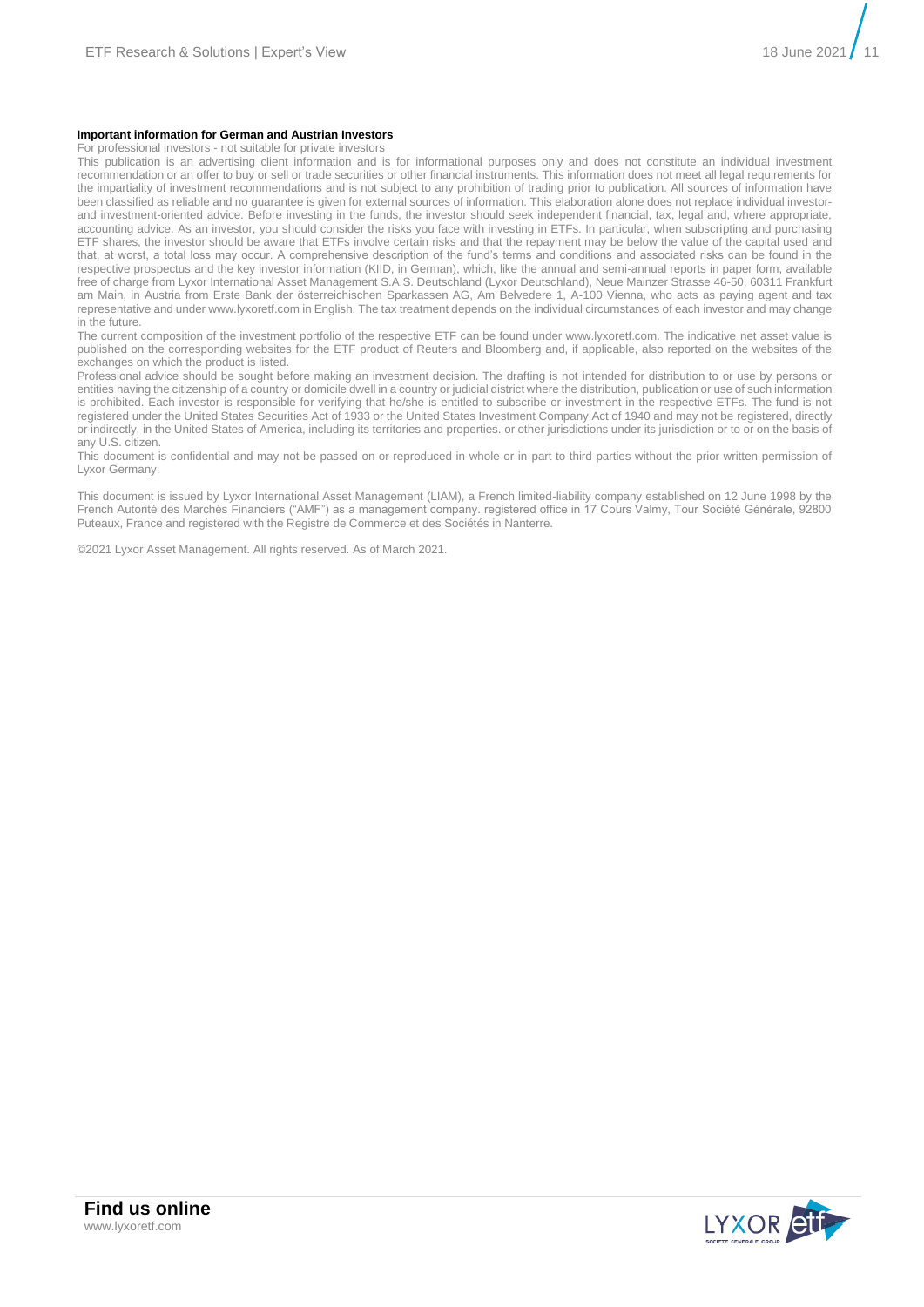**Important information for German and Austrian Investors**

For professional investors - not suitable for private investors

This publication is an advertising client information and is for informational purposes only and does not constitute an individual investment recommendation or an offer to buy or sell or trade securities or other financial instruments. This information does not meet all legal requirements for the impartiality of investment recommendations and is not subject to any prohibition of trading prior to publication. All sources of information have been classified as reliable and no guarantee is given for external sources of information. This elaboration alone does not replace individual investor- and investment-oriented advice. Before investing in the funds, the investor should seek independent financial, tax, legal and, where appropriate, accounting advice. As an investor, you should consider the risks you face with investing in ETFs. In particular, when subscripting and purchasing ETF shares, the investor should be aware that ETFs involve certain risks and that the repayment may be below the value of the capital used and that, at worst, a total loss may occur. A comprehensive description of the fund's terms and conditions and associated risks can be found in the respective prospectus and the key investor information (KIID, in German), which, like the annual and semi-annual reports in paper form, available free of charge from Lyxor International Asset Management S.A.S. Deutschland (Lyxor Deutschland), Neue Mainzer Strasse 46-50, 60311 Frankfurt am Main, in Austria from Erste Bank der österreichischen Sparkassen AG, Am Belvedere 1, A-100 Vienna, who acts as paying agent and tax representative and under www.lyxoretf.com in English. The tax treatment depends on the individual circumstances of each investor and may change in the future.

The current composition of the investment portfolio of the respective ETF can be found under www.lyxoretf.com. The indicative net asset value is published on the corresponding websites for the ETF product of Reuters and Bloomberg and, if applicable, also reported on the websites of the exchanges on which the product is listed.

Professional advice should be sought before making an investment decision. The drafting is not intended for distribution to or use by persons or entities having the citizenship of a country or domicile dwell in a country or judicial district where the distribution, publication or use of such information is prohibited. Each investor is responsible for verifying that he/she is entitled to subscribe or investment in the respective ETFs. The fund is not registered under the United States Securities Act of 1933 or the United States Investment Company Act of 1940 and may not be registered, directly or indirectly, in the United States of America, including its territories and properties. or other jurisdictions under its jurisdiction or to or on the basis of any U.S. citizen.

This document is confidential and may not be passed on or reproduced in whole or in part to third parties without the prior written permission of Lyxor Germany.

This document is issued by Lyxor International Asset Management (LIAM), a French limited-liability company established on 12 June 1998 by the French Autorité des Marchés Financiers ("AMF") as a management company. registered office in 17 Cours Valmy, Tour Société Générale, 92800 Puteaux, France and registered with the Registre de Commerce et des Sociétés in Nanterre.

©2021 Lyxor Asset Management. All rights reserved. As of March 2021.

**Find us online**

www.lyxoretf.com